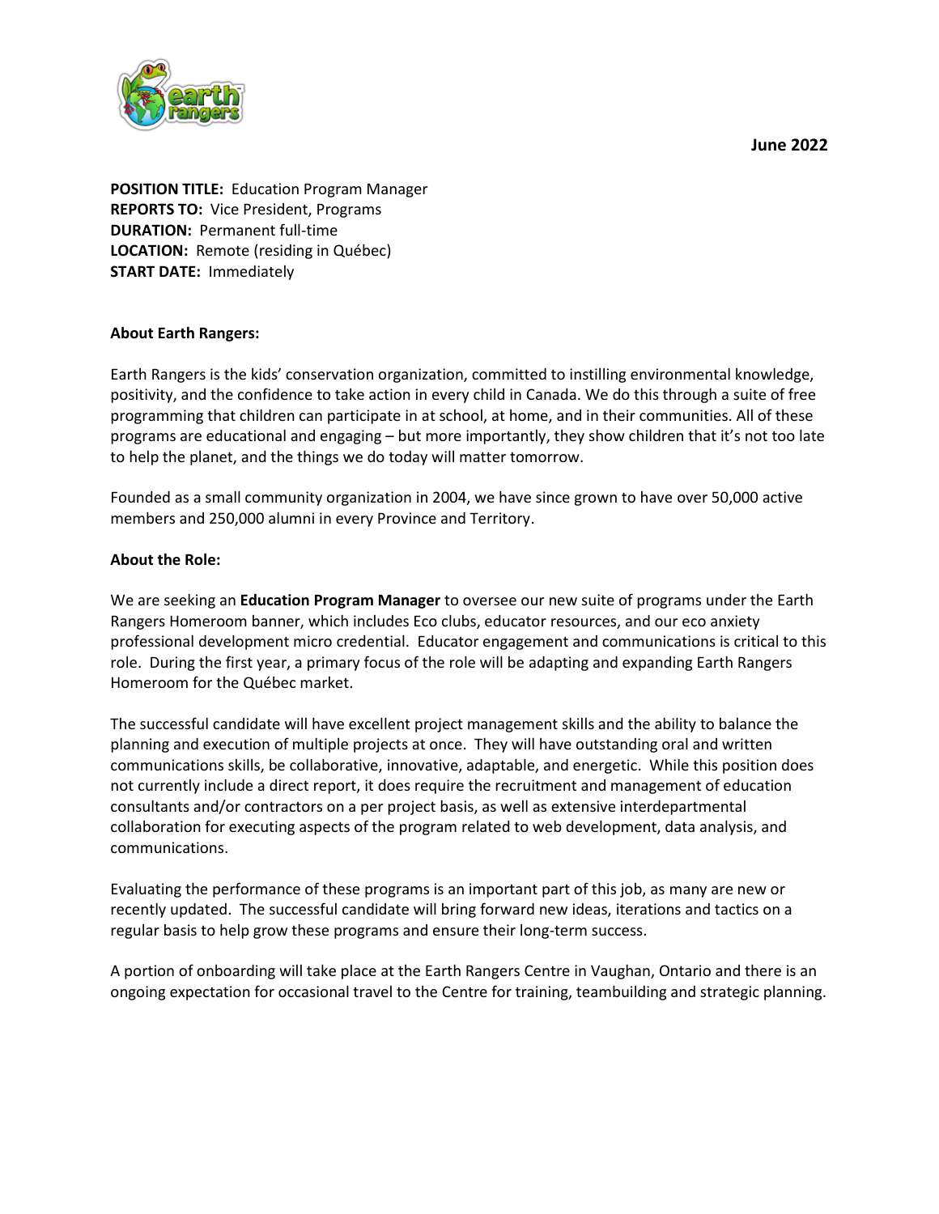June 2022

**POSITION TITLE:** Education Program Manager
**REPORTS TO:** Vice President, Programs
**DURATION:** Permanent full-time
**LOCATION:** Remote (residing in Québec)
**START DATE:** Immediately

**About Earth Rangers:**

Earth Rangers is the kids' conservation organization, committed to instilling environmental knowledge, positivity, and the confidence to take action in every child in Canada. We do this through a suite of free programming that children can participate in at school, at home, and in their communities. All of these programs are educational and engaging – but more importantly, they show children that it's not too late to help the planet, and the things we do today will matter tomorrow.

Founded as a small community organization in 2004, we have since grown to have over 50,000 active members and 250,000 alumni in every Province and Territory.

**About the Role:**

We are seeking an **Education Program Manager** to oversee our new suite of programs under the Earth Rangers Homeroom banner, which includes Eco clubs, educator resources, and our eco anxiety professional development micro credential. Educator engagement and communications is critical to this role. During the first year, a primary focus of the role will be adapting and expanding Earth Rangers Homeroom for the Québec market.

The successful candidate will have excellent project management skills and the ability to balance the planning and execution of multiple projects at once. They will have outstanding oral and written communications skills, be collaborative, innovative, adaptable, and energetic. While this position does not currently include a direct report, it does require the recruitment and management of education consultants and/or contractors on a per project basis, as well as extensive interdepartmental collaboration for executing aspects of the program related to web development, data analysis, and communications.

Evaluating the performance of these programs is an important part of this job, as many are new or recently updated. The successful candidate will bring forward new ideas, iterations and tactics on a regular basis to help grow these programs and ensure their long-term success.

A portion of onboarding will take place at the Earth Rangers Centre in Vaughan, Ontario and there is an ongoing expectation for occasional travel to the Centre for training, teambuilding and strategic planning.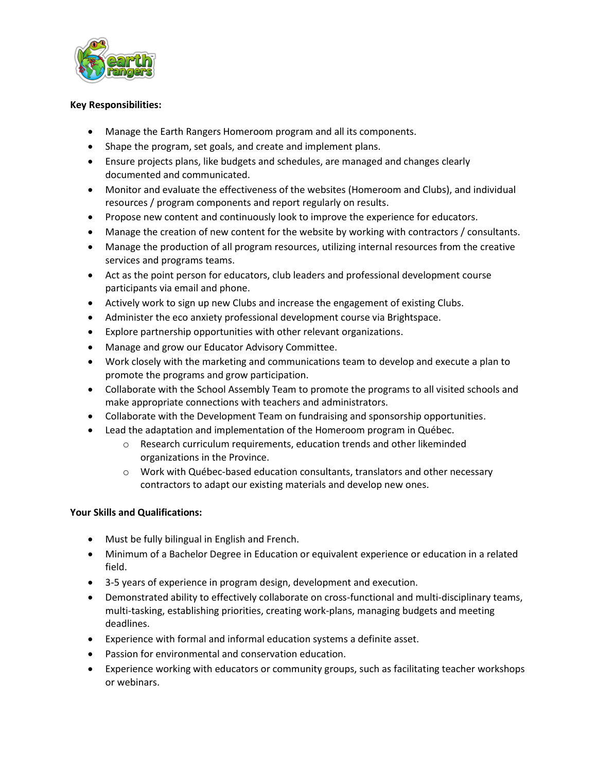**Key Responsibilities:**

- Manage the Earth Rangers Homeroom program and all its components.
- Shape the program, set goals, and create and implement plans.
- Ensure projects plans, like budgets and schedules, are managed and changes clearly documented and communicated.
- Monitor and evaluate the effectiveness of the websites (Homeroom and Clubs), and individual resources / program components and report regularly on results.
- Propose new content and continuously look to improve the experience for educators.
- Manage the creation of new content for the website by working with contractors / consultants.
- Manage the production of all program resources, utilizing internal resources from the creative services and programs teams.
- Act as the point person for educators, club leaders and professional development course participants via email and phone.
- Actively work to sign up new Clubs and increase the engagement of existing Clubs.
- Administer the eco anxiety professional development course via Brightspace.
- Explore partnership opportunities with other relevant organizations.
- Manage and grow our Educator Advisory Committee.
- Work closely with the marketing and communications team to develop and execute a plan to promote the programs and grow participation.
- Collaborate with the School Assembly Team to promote the programs to all visited schools and make appropriate connections with teachers and administrators.
- Collaborate with the Development Team on fundraising and sponsorship opportunities.
- Lead the adaptation and implementation of the Homeroom program in Québec.
  - Research curriculum requirements, education trends and other likeminded organizations in the Province.
  - Work with Québec-based education consultants, translators and other necessary contractors to adapt our existing materials and develop new ones.

**Your Skills and Qualifications:**

- Must be fully bilingual in English and French.
- Minimum of a Bachelor Degree in Education or equivalent experience or education in a related field.
- 3-5 years of experience in program design, development and execution.
- Demonstrated ability to effectively collaborate on cross-functional and multi-disciplinary teams, multi-tasking, establishing priorities, creating work-plans, managing budgets and meeting deadlines.
- Experience with formal and informal education systems a definite asset.
- Passion for environmental and conservation education.
- Experience working with educators or community groups, such as facilitating teacher workshops or webinars.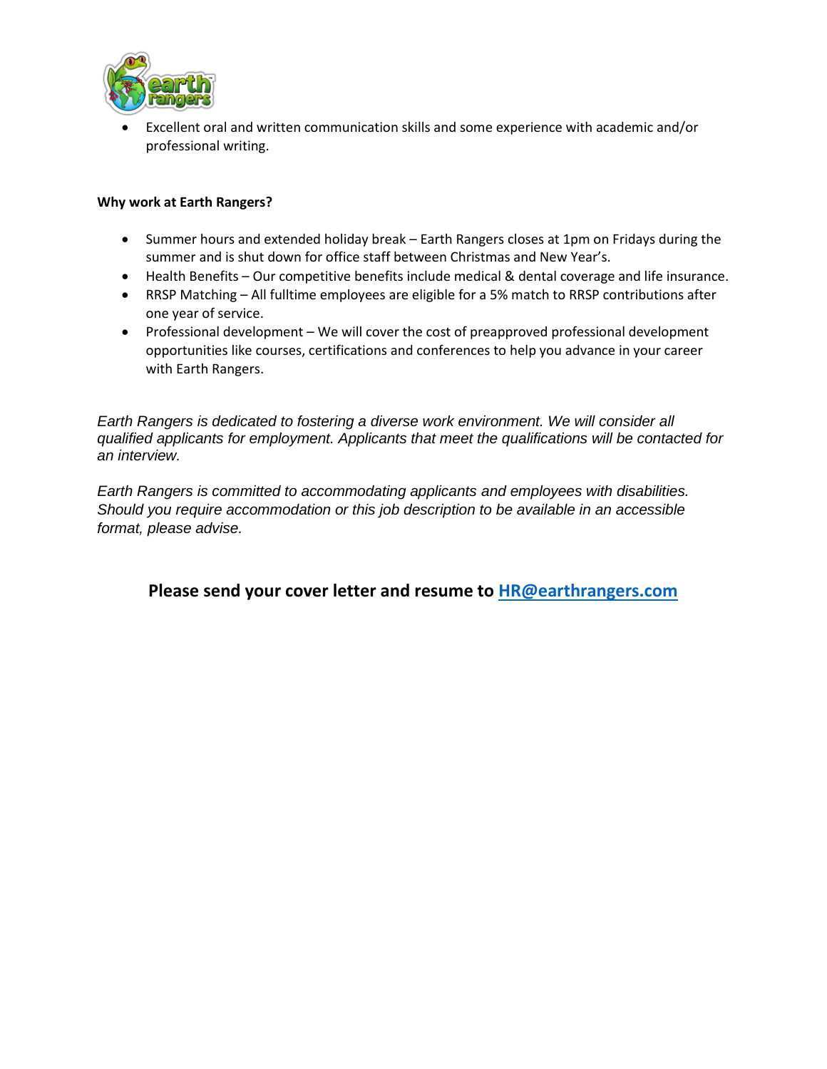- Excellent oral and written communication skills and some experience with academic and/or professional writing.

**Why work at Earth Rangers?**

- Summer hours and extended holiday break – Earth Rangers closes at 1pm on Fridays during the summer and is shut down for office staff between Christmas and New Year's.
- Health Benefits – Our competitive benefits include medical & dental coverage and life insurance.
- RRSP Matching – All fulltime employees are eligible for a 5% match to RRSP contributions after one year of service.
- Professional development – We will cover the cost of preapproved professional development opportunities like courses, certifications and conferences to help you advance in your career with Earth Rangers.

*Earth Rangers is dedicated to fostering a diverse work environment. We will consider all qualified applicants for employment. Applicants that meet the qualifications will be contacted for an interview.*

*Earth Rangers is committed to accommodating applicants and employees with disabilities. Should you require accommodation or this job description to be available in an accessible format, please advise.*

**Please send your cover letter and resume to HR@earthrangers.com**